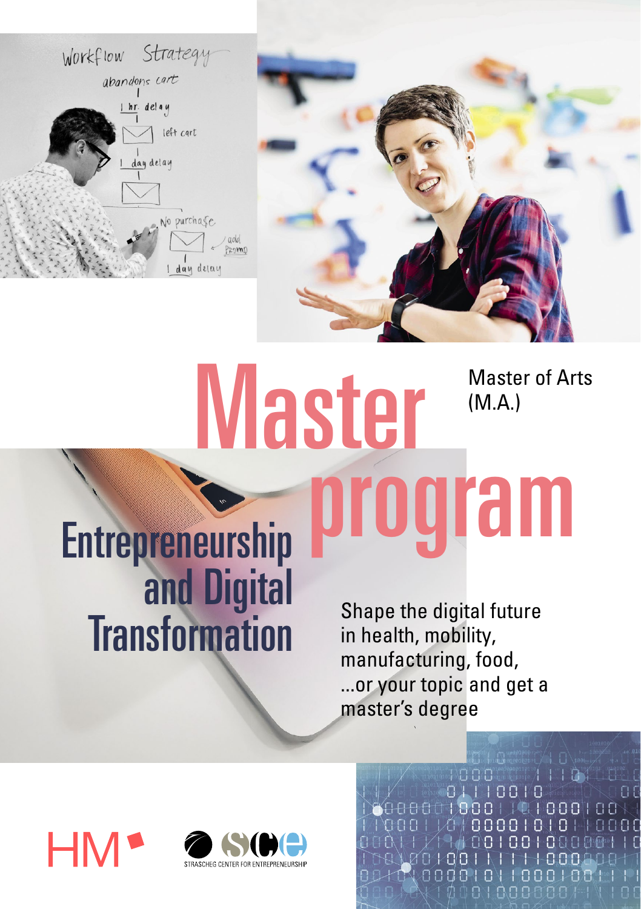# Master program

Master of Arts (M.A.)

## Entrepreneurship and Digital Transformation

Shape the digital future in health, mobility, manufacturing, food, ...or your topic and get a master's degree

HM

SCE STRASCHEG CENTER FOR ENTREPRENEURSHIP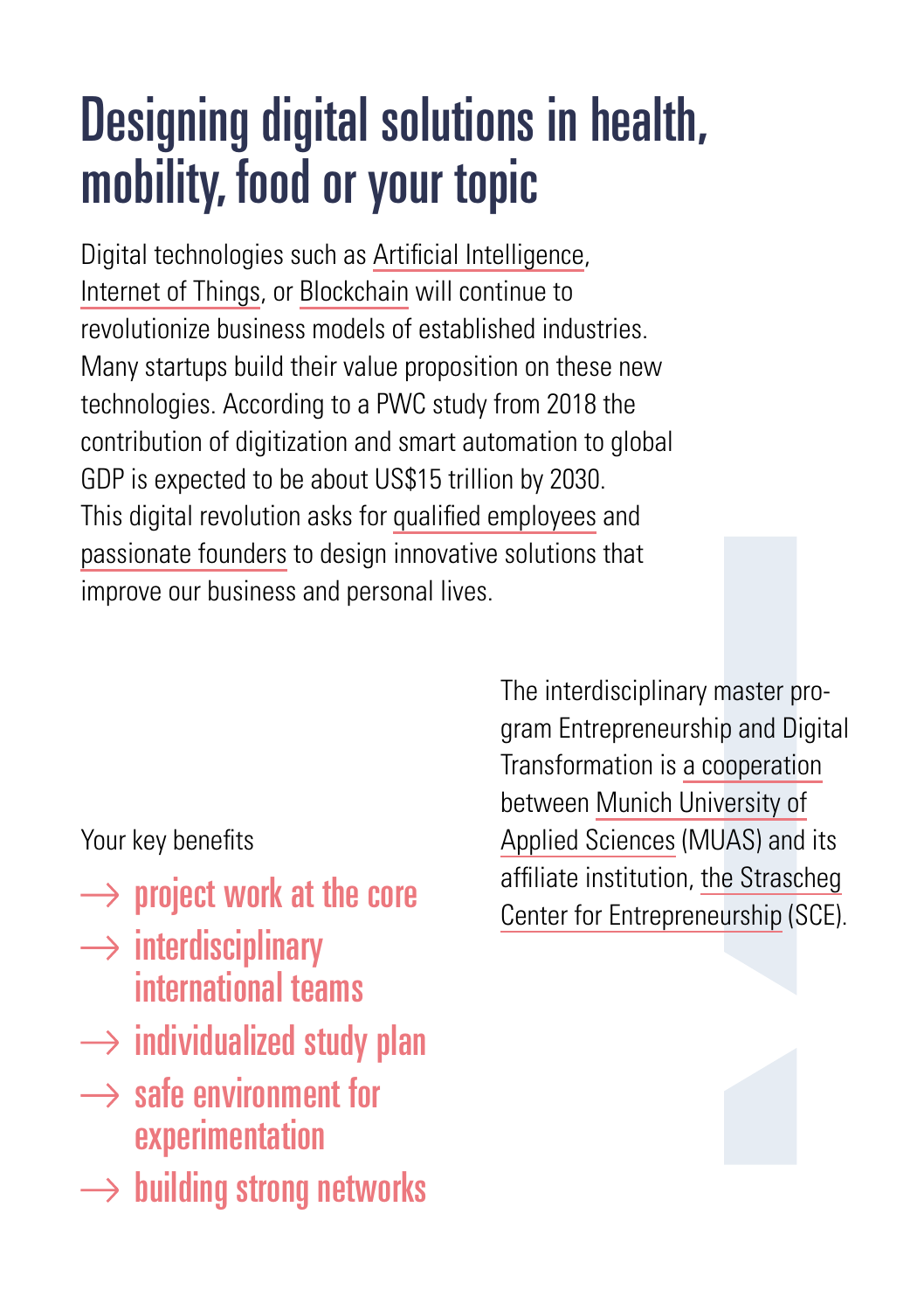# Designing digital solutions in health, mobility, food or your topic

Digital technologies such as Artificial Intelligence, Internet of Things, or Blockchain will continue to revolutionize business models of established industries. Many startups build their value proposition on these new technologies. According to a PWC study from 2018 the contribution of digitization and smart automation to global GDP is expected to be about US$15 trillion by 2030. This digital revolution asks for qualified employees and passionate founders to design innovative solutions that improve our business and personal lives.

The interdisciplinary master program Entrepreneurship and Digital Transformation is a cooperation between Munich University of Applied Sciences (MUAS) and its affiliate institution, the Strascheg Center for Entrepreneurship (SCE).

Your key benefits

- → project work at the core
- → interdisciplinary international teams
- → individualized study plan
- → safe environment for experimentation
- → building strong networks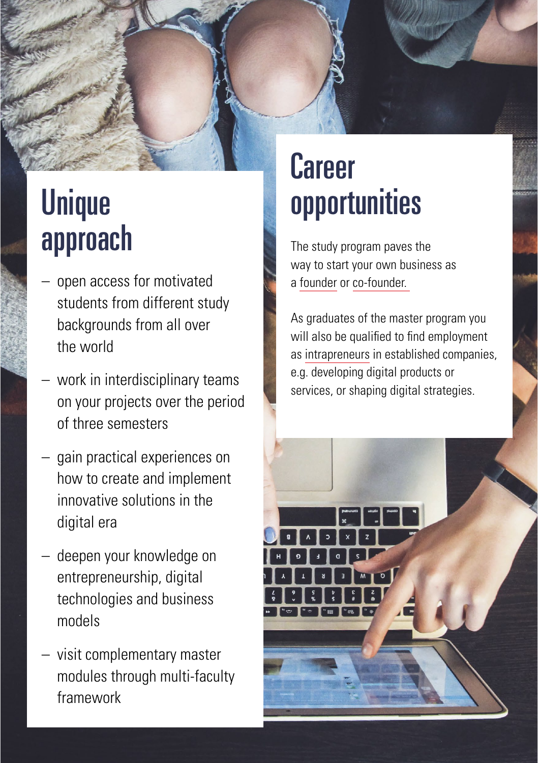## Unique approach

- open access for motivated students from different study backgrounds from all over the world
- work in interdisciplinary teams on your projects over the period of three semesters
- gain practical experiences on how to create and implement innovative solutions in the digital era
- deepen your knowledge on entrepreneurship, digital technologies and business models
- visit complementary master modules through multi-faculty framework

## Career opportunities

The study program paves the way to start your own business as a founder or co-founder.

As graduates of the master program you will also be qualified to find employment as intrapreneurs in established companies, e.g. developing digital products or services, or shaping digital strategies.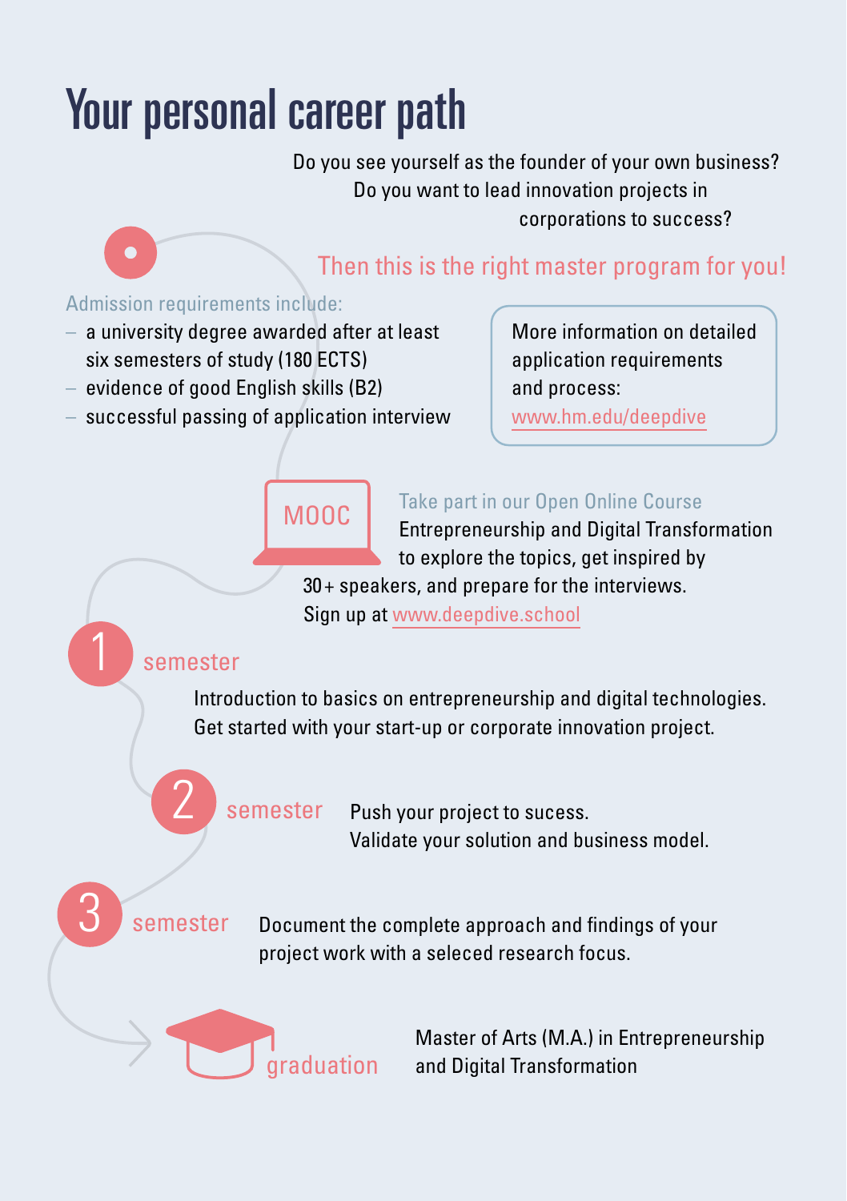# Your personal career path

Do you see yourself as the founder of your own business?
Do you want to lead innovation projects in corporations to success?

Then this is the right master program for you!

Admission requirements include:

- a university degree awarded after at least six semesters of study (180 ECTS)
- evidence of good English skills (B2)
- successful passing of application interview

More information on detailed application requirements and process: www.hm.edu/deepdive

MOOC

Take part in our Open Online Course Entrepreneurship and Digital Transformation to explore the topics, get inspired by 30+ speakers, and prepare for the interviews. Sign up at www.deepdive.school

**1 semester**

Introduction to basics on entrepreneurship and digital technologies. Get started with your start-up or corporate innovation project.

**2 semester**

Push your project to sucess.
Validate your solution and business model.

**3 semester**

Document the complete approach and findings of your project work with a seleced research focus.

**graduation**

Master of Arts (M.A.) in Entrepreneurship and Digital Transformation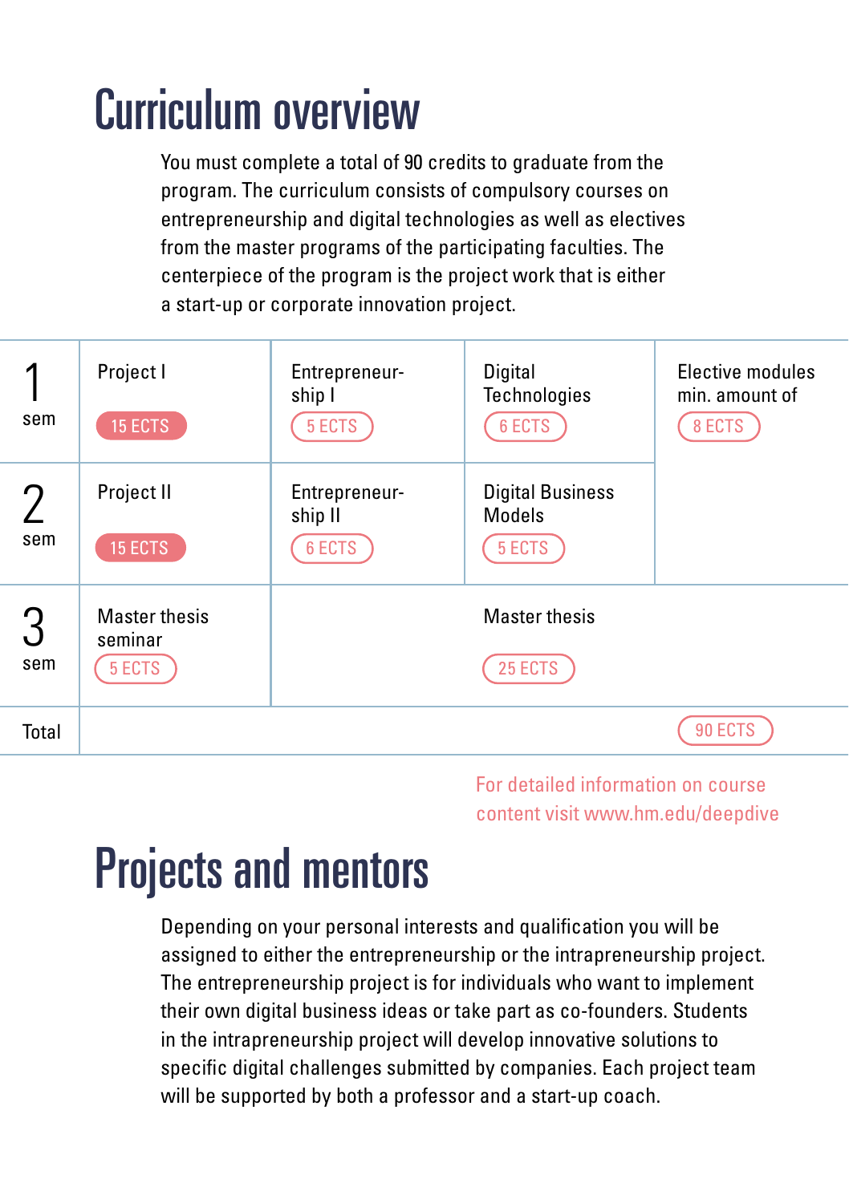# Curriculum overview

You must complete a total of 90 credits to graduate from the program. The curriculum consists of compulsory courses on entrepreneurship and digital technologies as well as electives from the master programs of the participating faculties. The centerpiece of the program is the project work that is either a start-up or corporate innovation project.

| | | | | |
|---|---|---|---|---|
| 1 sem | Project I<br>15 ECTS | Entrepreneurship I<br>5 ECTS | Digital Technologies<br>6 ECTS | Elective modules min. amount of<br>8 ECTS |
| 2 sem | Project II<br>15 ECTS | Entrepreneurship II<br>6 ECTS | Digital Business Models<br>5 ECTS | |
| 3 sem | Master thesis seminar<br>5 ECTS | | Master thesis<br>25 ECTS | |
| Total | | | | 90 ECTS |

For detailed information on course content visit www.hm.edu/deepdive

# Projects and mentors

Depending on your personal interests and qualification you will be assigned to either the entrepreneurship or the intrapreneurship project. The entrepreneurship project is for individuals who want to implement their own digital business ideas or take part as co-founders. Students in the intrapreneurship project will develop innovative solutions to specific digital challenges submitted by companies. Each project team will be supported by both a professor and a start-up coach.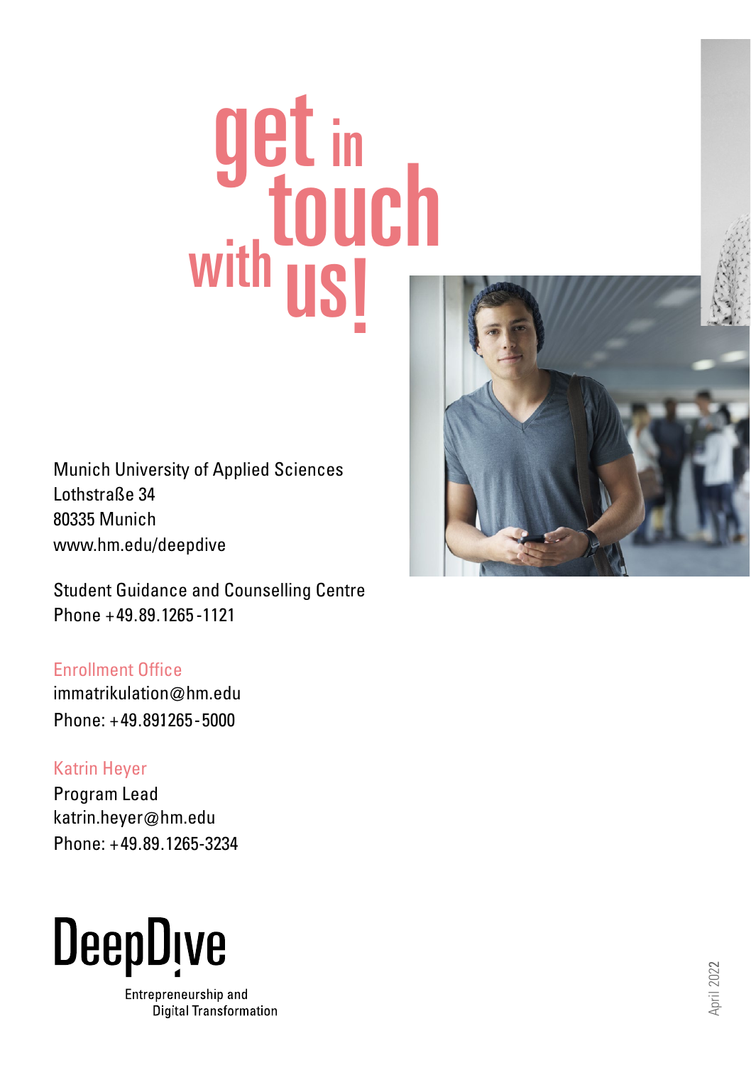# get in touch with us!

Munich University of Applied Sciences
Lothstraße 34
80335 Munich
www.hm.edu/deepdive

Student Guidance and Counselling Centre
Phone +49.89.1265-1121

### Enrollment Office

immatrikulation@hm.edu
Phone: +49.891265-5000

### Katrin Heyer

Program Lead
katrin.heyer@hm.edu
Phone: +49.89.1265-3234

**DeepDive**

Entrepreneurship and
Digital Transformation

April 2022